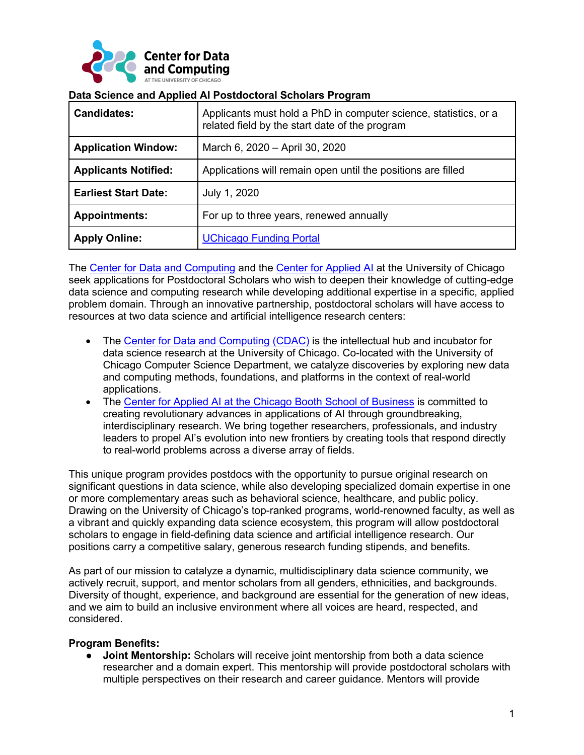Center for Data and Computing
AT THE UNIVERSITY OF CHICAGO

## Data Science and Applied AI Postdoctoral Scholars Program

| | |
|---|---|
| **Candidates:** | Applicants must hold a PhD in computer science, statistics, or a related field by the start date of the program |
| **Application Window:** | March 6, 2020 – April 30, 2020 |
| **Applicants Notified:** | Applications will remain open until the positions are filled |
| **Earliest Start Date:** | July 1, 2020 |
| **Appointments:** | For up to three years, renewed annually |
| **Apply Online:** | UChicago Funding Portal |

The Center for Data and Computing and the Center for Applied AI at the University of Chicago seek applications for Postdoctoral Scholars who wish to deepen their knowledge of cutting-edge data science and computing research while developing additional expertise in a specific, applied problem domain. Through an innovative partnership, postdoctoral scholars will have access to resources at two data science and artificial intelligence research centers:

- The Center for Data and Computing (CDAC) is the intellectual hub and incubator for data science research at the University of Chicago. Co-located with the University of Chicago Computer Science Department, we catalyze discoveries by exploring new data and computing methods, foundations, and platforms in the context of real-world applications.
- The Center for Applied AI at the Chicago Booth School of Business is committed to creating revolutionary advances in applications of AI through groundbreaking, interdisciplinary research. We bring together researchers, professionals, and industry leaders to propel AI's evolution into new frontiers by creating tools that respond directly to real-world problems across a diverse array of fields.

This unique program provides postdocs with the opportunity to pursue original research on significant questions in data science, while also developing specialized domain expertise in one or more complementary areas such as behavioral science, healthcare, and public policy. Drawing on the University of Chicago's top-ranked programs, world-renowned faculty, as well as a vibrant and quickly expanding data science ecosystem, this program will allow postdoctoral scholars to engage in field-defining data science and artificial intelligence research. Our positions carry a competitive salary, generous research funding stipends, and benefits.

As part of our mission to catalyze a dynamic, multidisciplinary data science community, we actively recruit, support, and mentor scholars from all genders, ethnicities, and backgrounds. Diversity of thought, experience, and background are essential for the generation of new ideas, and we aim to build an inclusive environment where all voices are heard, respected, and considered.

**Program Benefits:**

- **Joint Mentorship:** Scholars will receive joint mentorship from both a data science researcher and a domain expert. This mentorship will provide postdoctoral scholars with multiple perspectives on their research and career guidance. Mentors will provide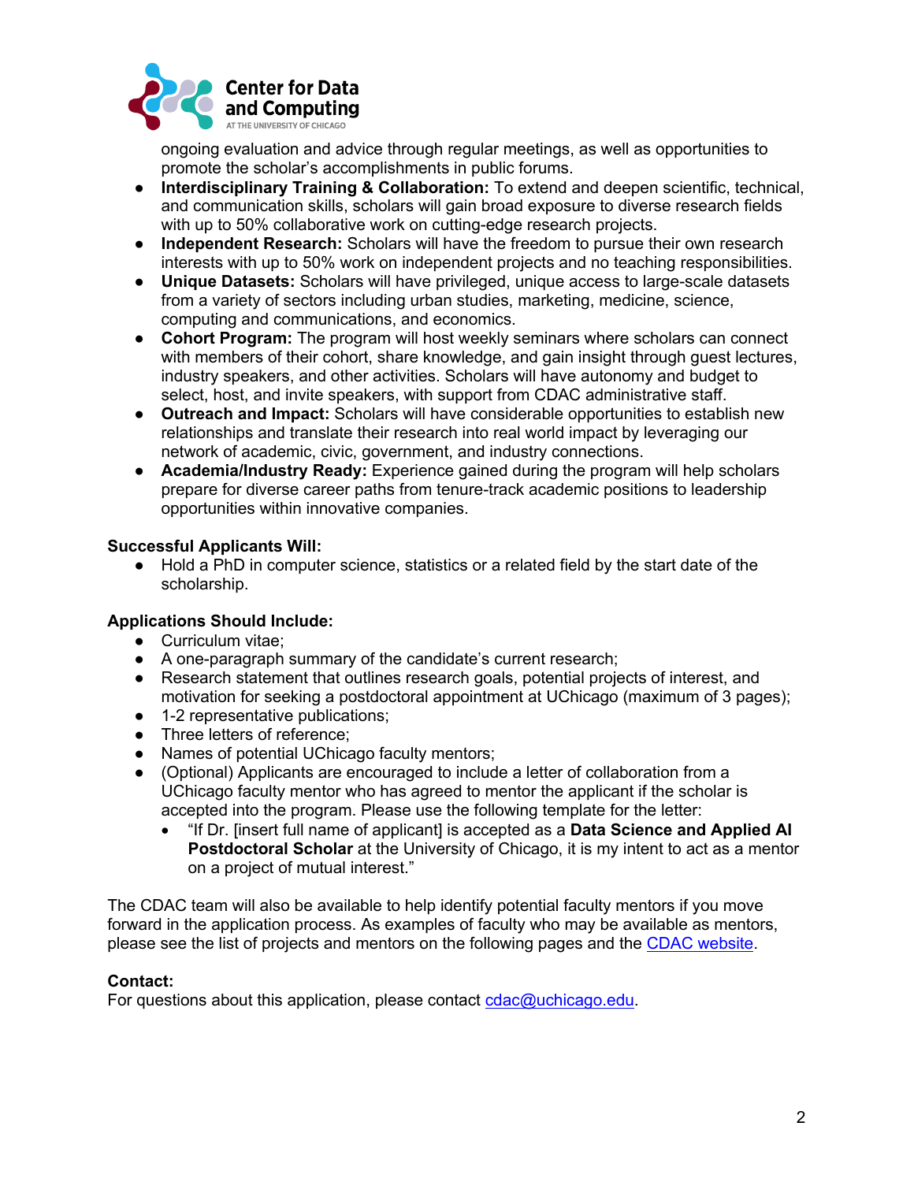ongoing evaluation and advice through regular meetings, as well as opportunities to promote the scholar's accomplishments in public forums.

- **Interdisciplinary Training & Collaboration:** To extend and deepen scientific, technical, and communication skills, scholars will gain broad exposure to diverse research fields with up to 50% collaborative work on cutting-edge research projects.
- **Independent Research:** Scholars will have the freedom to pursue their own research interests with up to 50% work on independent projects and no teaching responsibilities.
- **Unique Datasets:** Scholars will have privileged, unique access to large-scale datasets from a variety of sectors including urban studies, marketing, medicine, science, computing and communications, and economics.
- **Cohort Program:** The program will host weekly seminars where scholars can connect with members of their cohort, share knowledge, and gain insight through guest lectures, industry speakers, and other activities. Scholars will have autonomy and budget to select, host, and invite speakers, with support from CDAC administrative staff.
- **Outreach and Impact:** Scholars will have considerable opportunities to establish new relationships and translate their research into real world impact by leveraging our network of academic, civic, government, and industry connections.
- **Academia/Industry Ready:** Experience gained during the program will help scholars prepare for diverse career paths from tenure-track academic positions to leadership opportunities within innovative companies.

**Successful Applicants Will:**

- Hold a PhD in computer science, statistics or a related field by the start date of the scholarship.

**Applications Should Include:**

- Curriculum vitae;
- A one-paragraph summary of the candidate's current research;
- Research statement that outlines research goals, potential projects of interest, and motivation for seeking a postdoctoral appointment at UChicago (maximum of 3 pages);
- 1-2 representative publications;
- Three letters of reference;
- Names of potential UChicago faculty mentors;
- (Optional) Applicants are encouraged to include a letter of collaboration from a UChicago faculty mentor who has agreed to mentor the applicant if the scholar is accepted into the program. Please use the following template for the letter:
  - "If Dr. [insert full name of applicant] is accepted as a **Data Science and Applied AI Postdoctoral Scholar** at the University of Chicago, it is my intent to act as a mentor on a project of mutual interest."

The CDAC team will also be available to help identify potential faculty mentors if you move forward in the application process. As examples of faculty who may be available as mentors, please see the list of projects and mentors on the following pages and the CDAC website.

**Contact:**
For questions about this application, please contact cdac@uchicago.edu.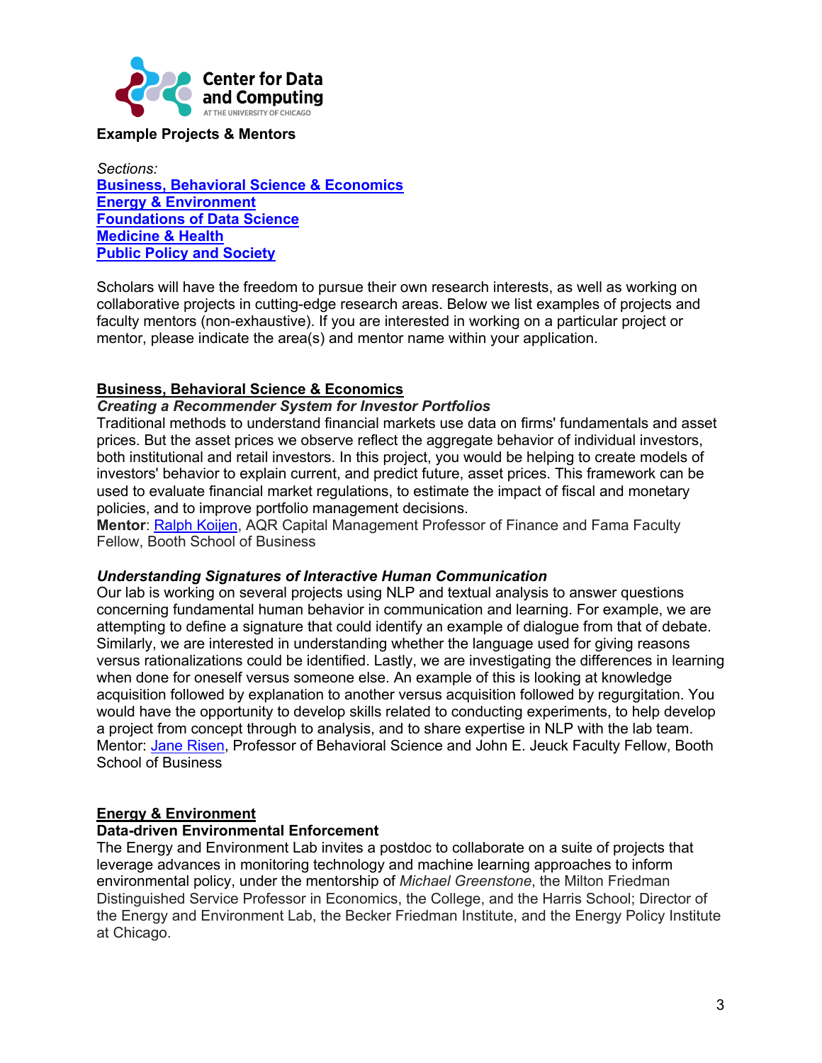Center for Data and Computing
AT THE UNIVERSITY OF CHICAGO

**Example Projects & Mentors**

*Sections:*
**Business, Behavioral Science & Economics**
**Energy & Environment**
**Foundations of Data Science**
**Medicine & Health**
**Public Policy and Society**

Scholars will have the freedom to pursue their own research interests, as well as working on collaborative projects in cutting-edge research areas. Below we list examples of projects and faculty mentors (non-exhaustive). If you are interested in working on a particular project or mentor, please indicate the area(s) and mentor name within your application.

## Business, Behavioral Science & Economics

### *Creating a Recommender System for Investor Portfolios*

Traditional methods to understand financial markets use data on firms' fundamentals and asset prices. But the asset prices we observe reflect the aggregate behavior of individual investors, both institutional and retail investors. In this project, you would be helping to create models of investors' behavior to explain current, and predict future, asset prices. This framework can be used to evaluate financial market regulations, to estimate the impact of fiscal and monetary policies, and to improve portfolio management decisions.
**Mentor**: Ralph Koijen, AQR Capital Management Professor of Finance and Fama Faculty Fellow, Booth School of Business

### *Understanding Signatures of Interactive Human Communication*

Our lab is working on several projects using NLP and textual analysis to answer questions concerning fundamental human behavior in communication and learning. For example, we are attempting to define a signature that could identify an example of dialogue from that of debate. Similarly, we are interested in understanding whether the language used for giving reasons versus rationalizations could be identified. Lastly, we are investigating the differences in learning when done for oneself versus someone else. An example of this is looking at knowledge acquisition followed by explanation to another versus acquisition followed by regurgitation. You would have the opportunity to develop skills related to conducting experiments, to help develop a project from concept through to analysis, and to share expertise in NLP with the lab team.
Mentor: Jane Risen, Professor of Behavioral Science and John E. Jeuck Faculty Fellow, Booth School of Business

## Energy & Environment

### Data-driven Environmental Enforcement

The Energy and Environment Lab invites a postdoc to collaborate on a suite of projects that leverage advances in monitoring technology and machine learning approaches to inform environmental policy, under the mentorship of *Michael Greenstone*, the Milton Friedman Distinguished Service Professor in Economics, the College, and the Harris School; Director of the Energy and Environment Lab, the Becker Friedman Institute, and the Energy Policy Institute at Chicago.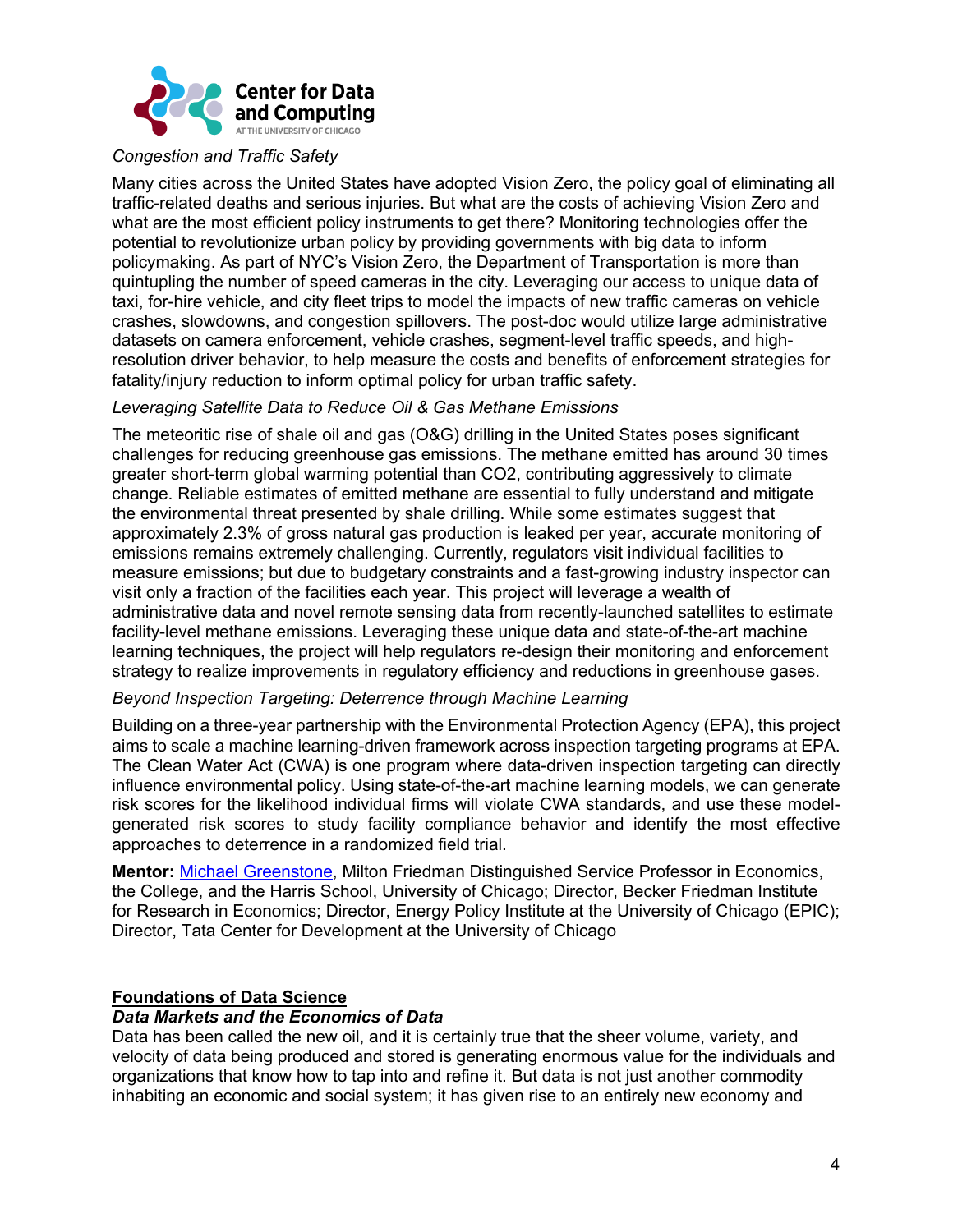*Congestion and Traffic Safety*

Many cities across the United States have adopted Vision Zero, the policy goal of eliminating all traffic-related deaths and serious injuries. But what are the costs of achieving Vision Zero and what are the most efficient policy instruments to get there? Monitoring technologies offer the potential to revolutionize urban policy by providing governments with big data to inform policymaking. As part of NYC's Vision Zero, the Department of Transportation is more than quintupling the number of speed cameras in the city. Leveraging our access to unique data of taxi, for-hire vehicle, and city fleet trips to model the impacts of new traffic cameras on vehicle crashes, slowdowns, and congestion spillovers. The post-doc would utilize large administrative datasets on camera enforcement, vehicle crashes, segment-level traffic speeds, and high-resolution driver behavior, to help measure the costs and benefits of enforcement strategies for fatality/injury reduction to inform optimal policy for urban traffic safety.

*Leveraging Satellite Data to Reduce Oil & Gas Methane Emissions*

The meteoritic rise of shale oil and gas (O&G) drilling in the United States poses significant challenges for reducing greenhouse gas emissions. The methane emitted has around 30 times greater short-term global warming potential than CO2, contributing aggressively to climate change. Reliable estimates of emitted methane are essential to fully understand and mitigate the environmental threat presented by shale drilling. While some estimates suggest that approximately 2.3% of gross natural gas production is leaked per year, accurate monitoring of emissions remains extremely challenging. Currently, regulators visit individual facilities to measure emissions; but due to budgetary constraints and a fast-growing industry inspector can visit only a fraction of the facilities each year. This project will leverage a wealth of administrative data and novel remote sensing data from recently-launched satellites to estimate facility-level methane emissions. Leveraging these unique data and state-of-the-art machine learning techniques, the project will help regulators re-design their monitoring and enforcement strategy to realize improvements in regulatory efficiency and reductions in greenhouse gases.

*Beyond Inspection Targeting: Deterrence through Machine Learning*

Building on a three-year partnership with the Environmental Protection Agency (EPA), this project aims to scale a machine learning-driven framework across inspection targeting programs at EPA. The Clean Water Act (CWA) is one program where data-driven inspection targeting can directly influence environmental policy. Using state-of-the-art machine learning models, we can generate risk scores for the likelihood individual firms will violate CWA standards, and use these model-generated risk scores to study facility compliance behavior and identify the most effective approaches to deterrence in a randomized field trial.

**Mentor:** Michael Greenstone, Milton Friedman Distinguished Service Professor in Economics, the College, and the Harris School, University of Chicago; Director, Becker Friedman Institute for Research in Economics; Director, Energy Policy Institute at the University of Chicago (EPIC); Director, Tata Center for Development at the University of Chicago

## Foundations of Data Science

### *Data Markets and the Economics of Data*

Data has been called the new oil, and it is certainly true that the sheer volume, variety, and velocity of data being produced and stored is generating enormous value for the individuals and organizations that know how to tap into and refine it. But data is not just another commodity inhabiting an economic and social system; it has given rise to an entirely new economy and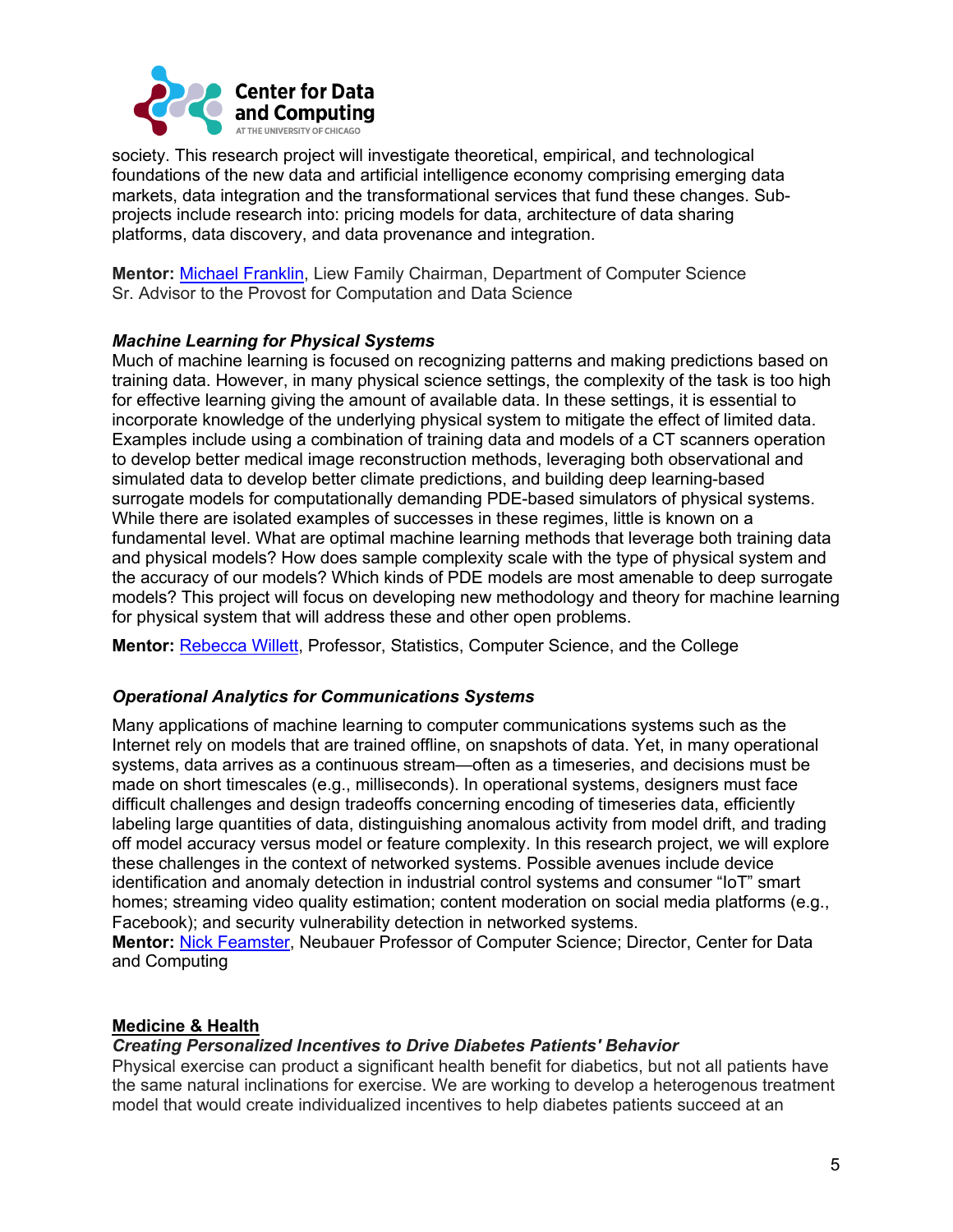society. This research project will investigate theoretical, empirical, and technological foundations of the new data and artificial intelligence economy comprising emerging data markets, data integration and the transformational services that fund these changes. Sub-projects include research into: pricing models for data, architecture of data sharing platforms, data discovery, and data provenance and integration.

**Mentor:** Michael Franklin, Liew Family Chairman, Department of Computer Science
Sr. Advisor to the Provost for Computation and Data Science

***Machine Learning for Physical Systems***

Much of machine learning is focused on recognizing patterns and making predictions based on training data. However, in many physical science settings, the complexity of the task is too high for effective learning giving the amount of available data. In these settings, it is essential to incorporate knowledge of the underlying physical system to mitigate the effect of limited data. Examples include using a combination of training data and models of a CT scanners operation to develop better medical image reconstruction methods, leveraging both observational and simulated data to develop better climate predictions, and building deep learning-based surrogate models for computationally demanding PDE-based simulators of physical systems. While there are isolated examples of successes in these regimes, little is known on a fundamental level. What are optimal machine learning methods that leverage both training data and physical models? How does sample complexity scale with the type of physical system and the accuracy of our models? Which kinds of PDE models are most amenable to deep surrogate models? This project will focus on developing new methodology and theory for machine learning for physical system that will address these and other open problems.

**Mentor:** Rebecca Willett, Professor, Statistics, Computer Science, and the College

***Operational Analytics for Communications Systems***

Many applications of machine learning to computer communications systems such as the Internet rely on models that are trained offline, on snapshots of data. Yet, in many operational systems, data arrives as a continuous stream—often as a timeseries, and decisions must be made on short timescales (e.g., milliseconds). In operational systems, designers must face difficult challenges and design tradeoffs concerning encoding of timeseries data, efficiently labeling large quantities of data, distinguishing anomalous activity from model drift, and trading off model accuracy versus model or feature complexity. In this research project, we will explore these challenges in the context of networked systems. Possible avenues include device identification and anomaly detection in industrial control systems and consumer "IoT" smart homes; streaming video quality estimation; content moderation on social media platforms (e.g., Facebook); and security vulnerability detection in networked systems.
**Mentor:** Nick Feamster, Neubauer Professor of Computer Science; Director, Center for Data and Computing

## Medicine & Health

***Creating Personalized Incentives to Drive Diabetes Patients' Behavior***

Physical exercise can product a significant health benefit for diabetics, but not all patients have the same natural inclinations for exercise. We are working to develop a heterogenous treatment model that would create individualized incentives to help diabetes patients succeed at an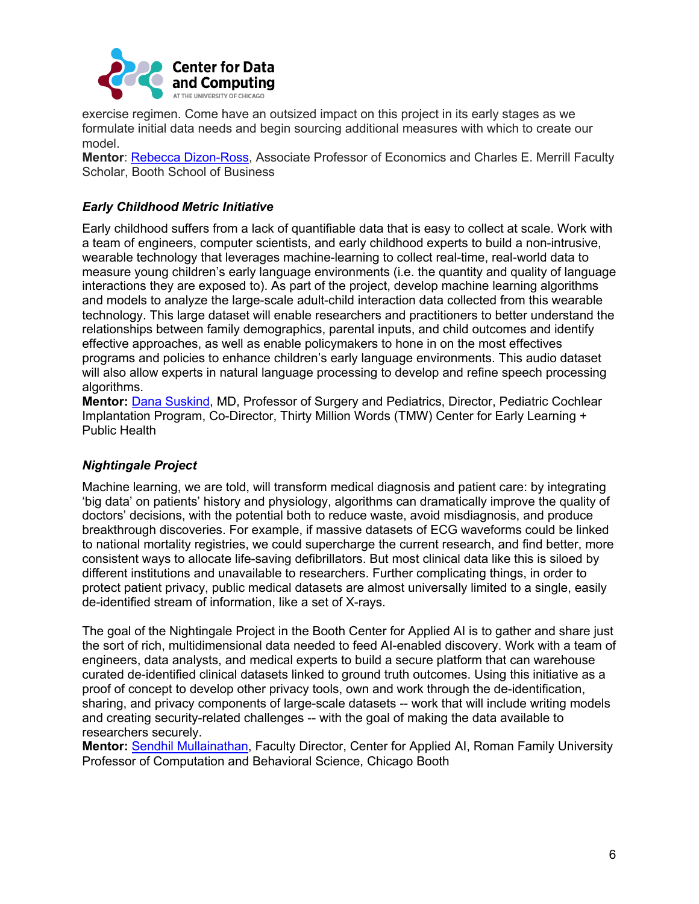exercise regimen. Come have an outsized impact on this project in its early stages as we formulate initial data needs and begin sourcing additional measures with which to create our model.
**Mentor**: Rebecca Dizon-Ross, Associate Professor of Economics and Charles E. Merrill Faculty Scholar, Booth School of Business

### *Early Childhood Metric Initiative*

Early childhood suffers from a lack of quantifiable data that is easy to collect at scale. Work with a team of engineers, computer scientists, and early childhood experts to build a non-intrusive, wearable technology that leverages machine-learning to collect real-time, real-world data to measure young children's early language environments (i.e. the quantity and quality of language interactions they are exposed to). As part of the project, develop machine learning algorithms and models to analyze the large-scale adult-child interaction data collected from this wearable technology. This large dataset will enable researchers and practitioners to better understand the relationships between family demographics, parental inputs, and child outcomes and identify effective approaches, as well as enable policymakers to hone in on the most effectives programs and policies to enhance children's early language environments. This audio dataset will also allow experts in natural language processing to develop and refine speech processing algorithms.
**Mentor:** Dana Suskind, MD, Professor of Surgery and Pediatrics, Director, Pediatric Cochlear Implantation Program, Co-Director, Thirty Million Words (TMW) Center for Early Learning + Public Health

### *Nightingale Project*

Machine learning, we are told, will transform medical diagnosis and patient care: by integrating 'big data' on patients' history and physiology, algorithms can dramatically improve the quality of doctors' decisions, with the potential both to reduce waste, avoid misdiagnosis, and produce breakthrough discoveries. For example, if massive datasets of ECG waveforms could be linked to national mortality registries, we could supercharge the current research, and find better, more consistent ways to allocate life-saving defibrillators. But most clinical data like this is siloed by different institutions and unavailable to researchers. Further complicating things, in order to protect patient privacy, public medical datasets are almost universally limited to a single, easily de-identified stream of information, like a set of X-rays.

The goal of the Nightingale Project in the Booth Center for Applied AI is to gather and share just the sort of rich, multidimensional data needed to feed AI-enabled discovery. Work with a team of engineers, data analysts, and medical experts to build a secure platform that can warehouse curated de-identified clinical datasets linked to ground truth outcomes. Using this initiative as a proof of concept to develop other privacy tools, own and work through the de-identification, sharing, and privacy components of large-scale datasets -- work that will include writing models and creating security-related challenges -- with the goal of making the data available to researchers securely.
**Mentor:** Sendhil Mullainathan, Faculty Director, Center for Applied AI, Roman Family University Professor of Computation and Behavioral Science, Chicago Booth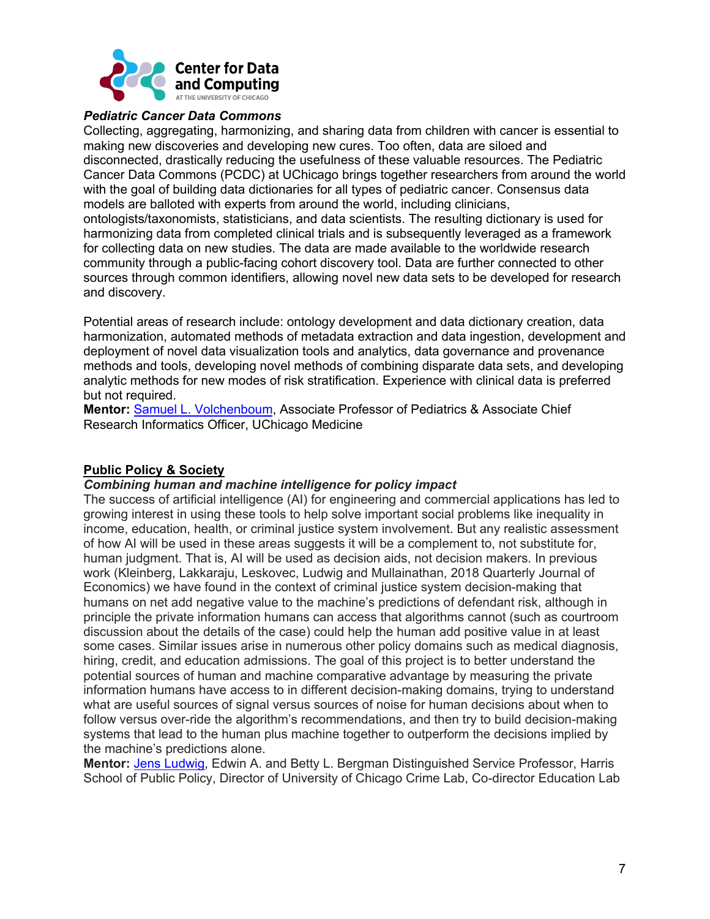### *Pediatric Cancer Data Commons*

Collecting, aggregating, harmonizing, and sharing data from children with cancer is essential to making new discoveries and developing new cures. Too often, data are siloed and disconnected, drastically reducing the usefulness of these valuable resources. The Pediatric Cancer Data Commons (PCDC) at UChicago brings together researchers from around the world with the goal of building data dictionaries for all types of pediatric cancer. Consensus data models are balloted with experts from around the world, including clinicians, ontologists/taxonomists, statisticians, and data scientists. The resulting dictionary is used for harmonizing data from completed clinical trials and is subsequently leveraged as a framework for collecting data on new studies. The data are made available to the worldwide research community through a public-facing cohort discovery tool. Data are further connected to other sources through common identifiers, allowing novel new data sets to be developed for research and discovery.

Potential areas of research include: ontology development and data dictionary creation, data harmonization, automated methods of metadata extraction and data ingestion, development and deployment of novel data visualization tools and analytics, data governance and provenance methods and tools, developing novel methods of combining disparate data sets, and developing analytic methods for new modes of risk stratification. Experience with clinical data is preferred but not required.

**Mentor:** Samuel L. Volchenboum, Associate Professor of Pediatrics & Associate Chief Research Informatics Officer, UChicago Medicine

## Public Policy & Society

### *Combining human and machine intelligence for policy impact*

The success of artificial intelligence (AI) for engineering and commercial applications has led to growing interest in using these tools to help solve important social problems like inequality in income, education, health, or criminal justice system involvement. But any realistic assessment of how AI will be used in these areas suggests it will be a complement to, not substitute for, human judgment. That is, AI will be used as decision aids, not decision makers. In previous work (Kleinberg, Lakkaraju, Leskovec, Ludwig and Mullainathan, 2018 Quarterly Journal of Economics) we have found in the context of criminal justice system decision-making that humans on net add negative value to the machine's predictions of defendant risk, although in principle the private information humans can access that algorithms cannot (such as courtroom discussion about the details of the case) could help the human add positive value in at least some cases. Similar issues arise in numerous other policy domains such as medical diagnosis, hiring, credit, and education admissions. The goal of this project is to better understand the potential sources of human and machine comparative advantage by measuring the private information humans have access to in different decision-making domains, trying to understand what are useful sources of signal versus sources of noise for human decisions about when to follow versus over-ride the algorithm's recommendations, and then try to build decision-making systems that lead to the human plus machine together to outperform the decisions implied by the machine's predictions alone.

**Mentor:** Jens Ludwig, Edwin A. and Betty L. Bergman Distinguished Service Professor, Harris School of Public Policy, Director of University of Chicago Crime Lab, Co-director Education Lab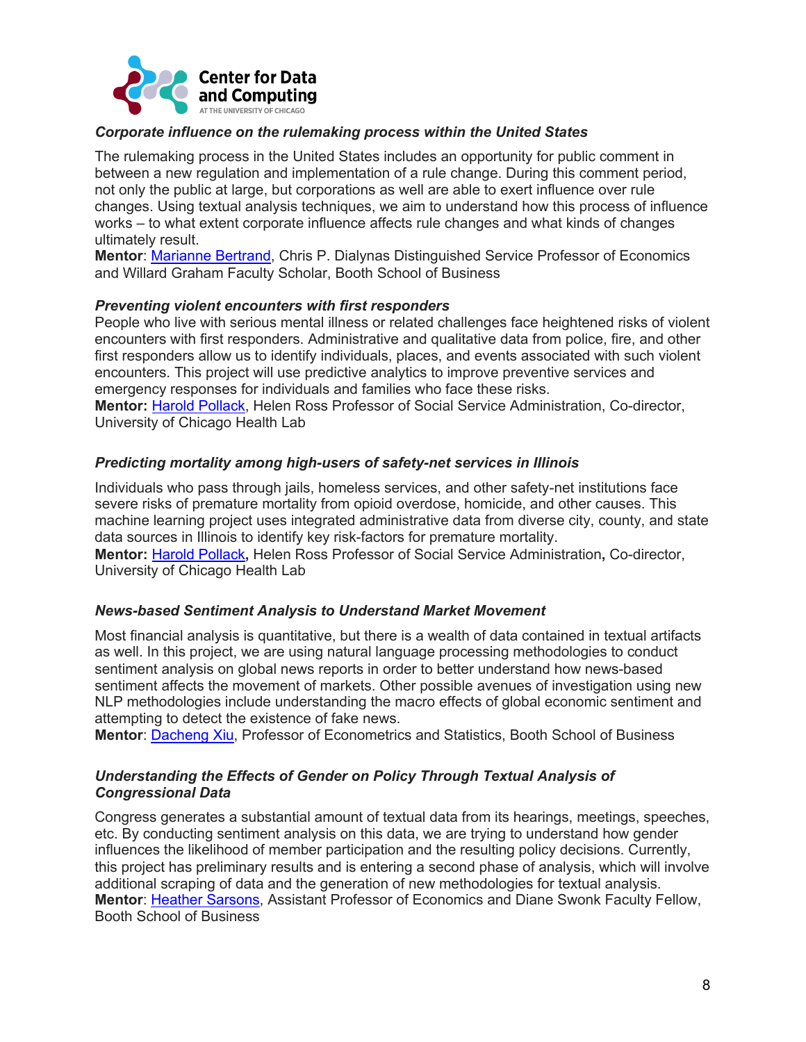Center for Data and Computing
AT THE UNIVERSITY OF CHICAGO

### *Corporate influence on the rulemaking process within the United States*

The rulemaking process in the United States includes an opportunity for public comment in between a new regulation and implementation of a rule change. During this comment period, not only the public at large, but corporations as well are able to exert influence over rule changes. Using textual analysis techniques, we aim to understand how this process of influence works – to what extent corporate influence affects rule changes and what kinds of changes ultimately result.
**Mentor**: Marianne Bertrand, Chris P. Dialynas Distinguished Service Professor of Economics and Willard Graham Faculty Scholar, Booth School of Business

### *Preventing violent encounters with first responders*

People who live with serious mental illness or related challenges face heightened risks of violent encounters with first responders. Administrative and qualitative data from police, fire, and other first responders allow us to identify individuals, places, and events associated with such violent encounters. This project will use predictive analytics to improve preventive services and emergency responses for individuals and families who face these risks.
**Mentor:** Harold Pollack, Helen Ross Professor of Social Service Administration, Co-director, University of Chicago Health Lab

### *Predicting mortality among high-users of safety-net services in Illinois*

Individuals who pass through jails, homeless services, and other safety-net institutions face severe risks of premature mortality from opioid overdose, homicide, and other causes. This machine learning project uses integrated administrative data from diverse city, county, and state data sources in Illinois to identify key risk-factors for premature mortality.
**Mentor:** Harold Pollack**,** Helen Ross Professor of Social Service Administration**,** Co-director, University of Chicago Health Lab

### *News-based Sentiment Analysis to Understand Market Movement*

Most financial analysis is quantitative, but there is a wealth of data contained in textual artifacts as well. In this project, we are using natural language processing methodologies to conduct sentiment analysis on global news reports in order to better understand how news-based sentiment affects the movement of markets. Other possible avenues of investigation using new NLP methodologies include understanding the macro effects of global economic sentiment and attempting to detect the existence of fake news.
**Mentor**: Dacheng Xiu, Professor of Econometrics and Statistics, Booth School of Business

### *Understanding the Effects of Gender on Policy Through Textual Analysis of Congressional Data*

Congress generates a substantial amount of textual data from its hearings, meetings, speeches, etc. By conducting sentiment analysis on this data, we are trying to understand how gender influences the likelihood of member participation and the resulting policy decisions. Currently, this project has preliminary results and is entering a second phase of analysis, which will involve additional scraping of data and the generation of new methodologies for textual analysis.
**Mentor**: Heather Sarsons, Assistant Professor of Economics and Diane Swonk Faculty Fellow, Booth School of Business